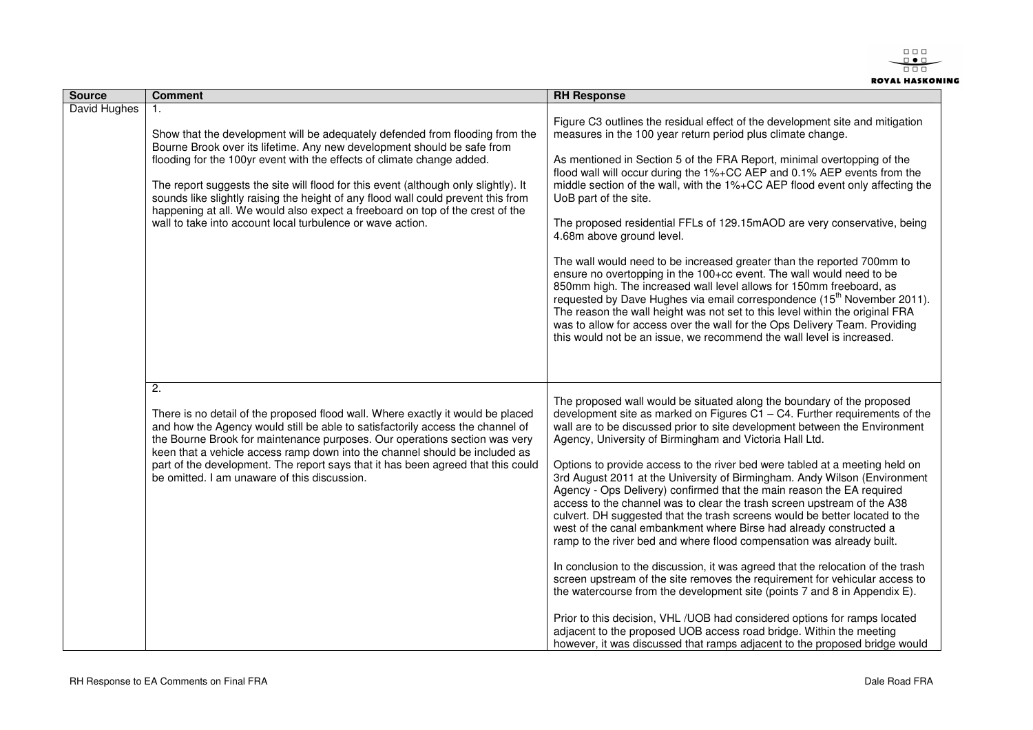| Source | Comment | RH Response |
|---|---|---|
| David Hughes | 1.<br><br>Show that the development will be adequately defended from flooding from the Bourne Brook over its lifetime. Any new development should be safe from flooding for the 100yr event with the effects of climate change added.<br><br>The report suggests the site will flood for this event (although only slightly). It sounds like slightly raising the height of any flood wall could prevent this from happening at all. We would also expect a freeboard on top of the crest of the wall to take into account local turbulence or wave action. | Figure C3 outlines the residual effect of the development site and mitigation measures in the 100 year return period plus climate change.<br><br>As mentioned in Section 5 of the FRA Report, minimal overtopping of the flood wall will occur during the 1%+CC AEP and 0.1% AEP events from the middle section of the wall, with the 1%+CC AEP flood event only affecting the UoB part of the site.<br><br>The proposed residential FFLs of 129.15mAOD are very conservative, being 4.68m above ground level.<br><br>The wall would need to be increased greater than the reported 700mm to ensure no overtopping in the 100+cc event. The wall would need to be 850mm high. The increased wall level allows for 150mm freeboard, as requested by Dave Hughes via email correspondence (15th November 2011). The reason the wall height was not set to this level within the original FRA was to allow for access over the wall for the Ops Delivery Team. Providing this would not be an issue, we recommend the wall level is increased. |
| | 2.<br><br>There is no detail of the proposed flood wall. Where exactly it would be placed and how the Agency would still be able to satisfactorily access the channel of the Bourne Brook for maintenance purposes. Our operations section was very keen that a vehicle access ramp down into the channel should be included as part of the development. The report says that it has been agreed that this could be omitted. I am unaware of this discussion. | The proposed wall would be situated along the boundary of the proposed development site as marked on Figures C1 – C4. Further requirements of the wall are to be discussed prior to site development between the Environment Agency, University of Birmingham and Victoria Hall Ltd.<br><br>Options to provide access to the river bed were tabled at a meeting held on 3rd August 2011 at the University of Birmingham. Andy Wilson (Environment Agency - Ops Delivery) confirmed that the main reason the EA required access to the channel was to clear the trash screen upstream of the A38 culvert. DH suggested that the trash screens would be better located to the west of the canal embankment where Birse had already constructed a ramp to the river bed and where flood compensation was already built.<br><br>In conclusion to the discussion, it was agreed that the relocation of the trash screen upstream of the site removes the requirement for vehicular access to the watercourse from the development site (points 7 and 8 in Appendix E).<br><br>Prior to this decision, VHL /UOB had considered options for ramps located adjacent to the proposed UOB access road bridge. Within the meeting however, it was discussed that ramps adjacent to the proposed bridge would |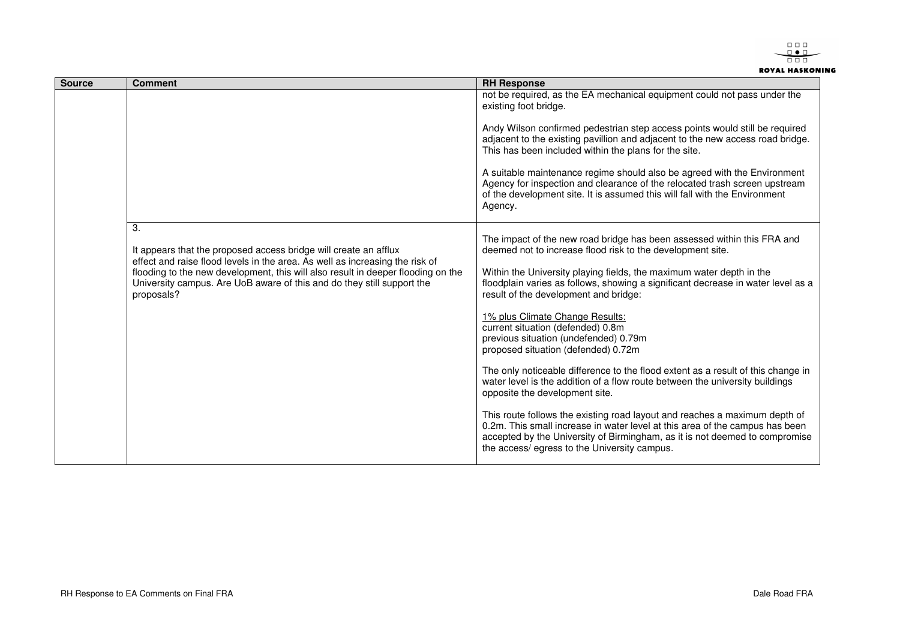| Source | Comment | RH Response |
|---|---|---|
| | | not be required, as the EA mechanical equipment could not pass under the existing foot bridge.<br><br>Andy Wilson confirmed pedestrian step access points would still be required adjacent to the existing pavillion and adjacent to the new access road bridge. This has been included within the plans for the site.<br><br>A suitable maintenance regime should also be agreed with the Environment Agency for inspection and clearance of the relocated trash screen upstream of the development site. It is assumed this will fall with the Environment Agency. |
| | 3.<br><br>It appears that the proposed access bridge will create an afflux effect and raise flood levels in the area. As well as increasing the risk of flooding to the new development, this will also result in deeper flooding on the University campus. Are UoB aware of this and do they still support the proposals? | The impact of the new road bridge has been assessed within this FRA and deemed not to increase flood risk to the development site.<br><br>Within the University playing fields, the maximum water depth in the floodplain varies as follows, showing a significant decrease in water level as a result of the development and bridge:<br><br><u>1% plus Climate Change Results:</u><br>current situation (defended) 0.8m<br>previous situation (undefended) 0.79m<br>proposed situation (defended) 0.72m<br><br>The only noticeable difference to the flood extent as a result of this change in water level is the addition of a flow route between the university buildings opposite the development site.<br><br>This route follows the existing road layout and reaches a maximum depth of 0.2m. This small increase in water level at this area of the campus has been accepted by the University of Birmingham, as it is not deemed to compromise the access/ egress to the University campus. |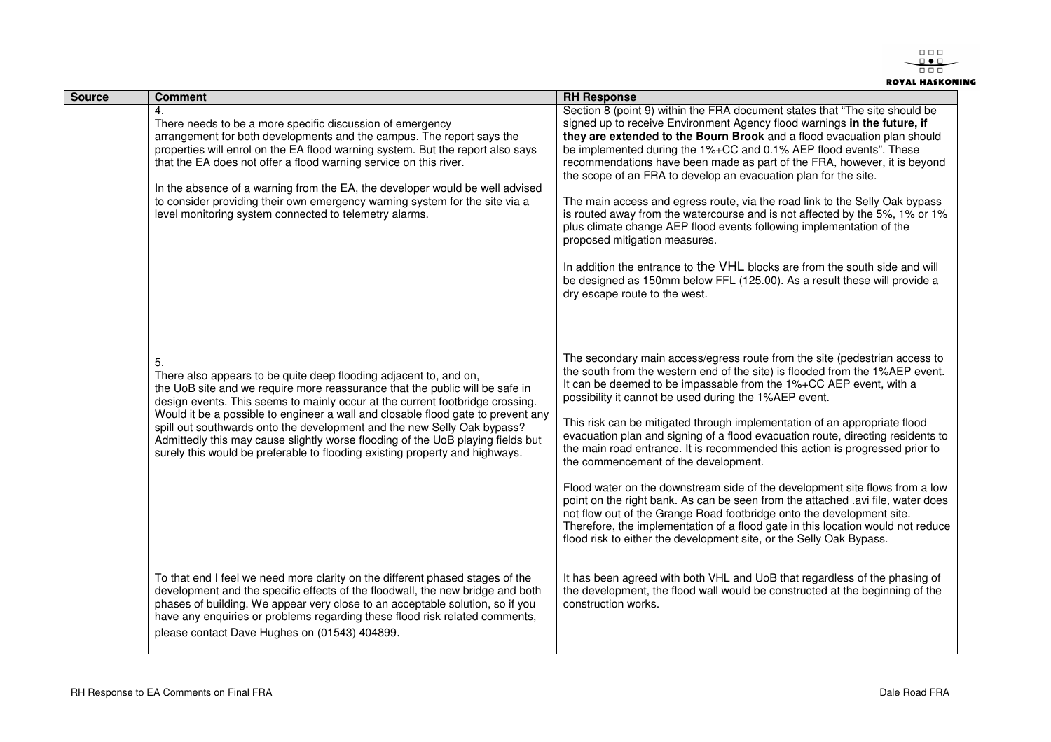| Source | Comment | RH Response |
|---|---|---|
| | 4.<br>There needs to be a more specific discussion of emergency arrangement for both developments and the campus. The report says the properties will enrol on the EA flood warning system. But the report also says that the EA does not offer a flood warning service on this river.<br><br>In the absence of a warning from the EA, the developer would be well advised to consider providing their own emergency warning system for the site via a level monitoring system connected to telemetry alarms. | Section 8 (point 9) within the FRA document states that "The site should be signed up to receive Environment Agency flood warnings **in the future, if they are extended to the Bourn Brook** and a flood evacuation plan should be implemented during the 1%+CC and 0.1% AEP flood events". These recommendations have been made as part of the FRA, however, it is beyond the scope of an FRA to develop an evacuation plan for the site.<br><br>The main access and egress route, via the road link to the Selly Oak bypass is routed away from the watercourse and is not affected by the 5%, 1% or 1% plus climate change AEP flood events following implementation of the proposed mitigation measures.<br><br>In addition the entrance to the VHL blocks are from the south side and will be designed as 150mm below FFL (125.00). As a result these will provide a dry escape route to the west. |
| | 5.<br>There also appears to be quite deep flooding adjacent to, and on, the UoB site and we require more reassurance that the public will be safe in design events. This seems to mainly occur at the current footbridge crossing. Would it be a possible to engineer a wall and closable flood gate to prevent any spill out southwards onto the development and the new Selly Oak bypass? Admittedly this may cause slightly worse flooding of the UoB playing fields but surely this would be preferable to flooding existing property and highways. | The secondary main access/egress route from the site (pedestrian access to the south from the western end of the site) is flooded from the 1%AEP event. It can be deemed to be impassable from the 1%+CC AEP event, with a possibility it cannot be used during the 1%AEP event.<br><br>This risk can be mitigated through implementation of an appropriate flood evacuation plan and signing of a flood evacuation route, directing residents to the main road entrance. It is recommended this action is progressed prior to the commencement of the development.<br><br>Flood water on the downstream side of the development site flows from a low point on the right bank. As can be seen from the attached .avi file, water does not flow out of the Grange Road footbridge onto the development site. Therefore, the implementation of a flood gate in this location would not reduce flood risk to either the development site, or the Selly Oak Bypass. |
| | To that end I feel we need more clarity on the different phased stages of the development and the specific effects of the floodwall, the new bridge and both phases of building. We appear very close to an acceptable solution, so if you have any enquiries or problems regarding these flood risk related comments, please contact Dave Hughes on (01543) 404899. | It has been agreed with both VHL and UoB that regardless of the phasing of the development, the flood wall would be constructed at the beginning of the construction works. |